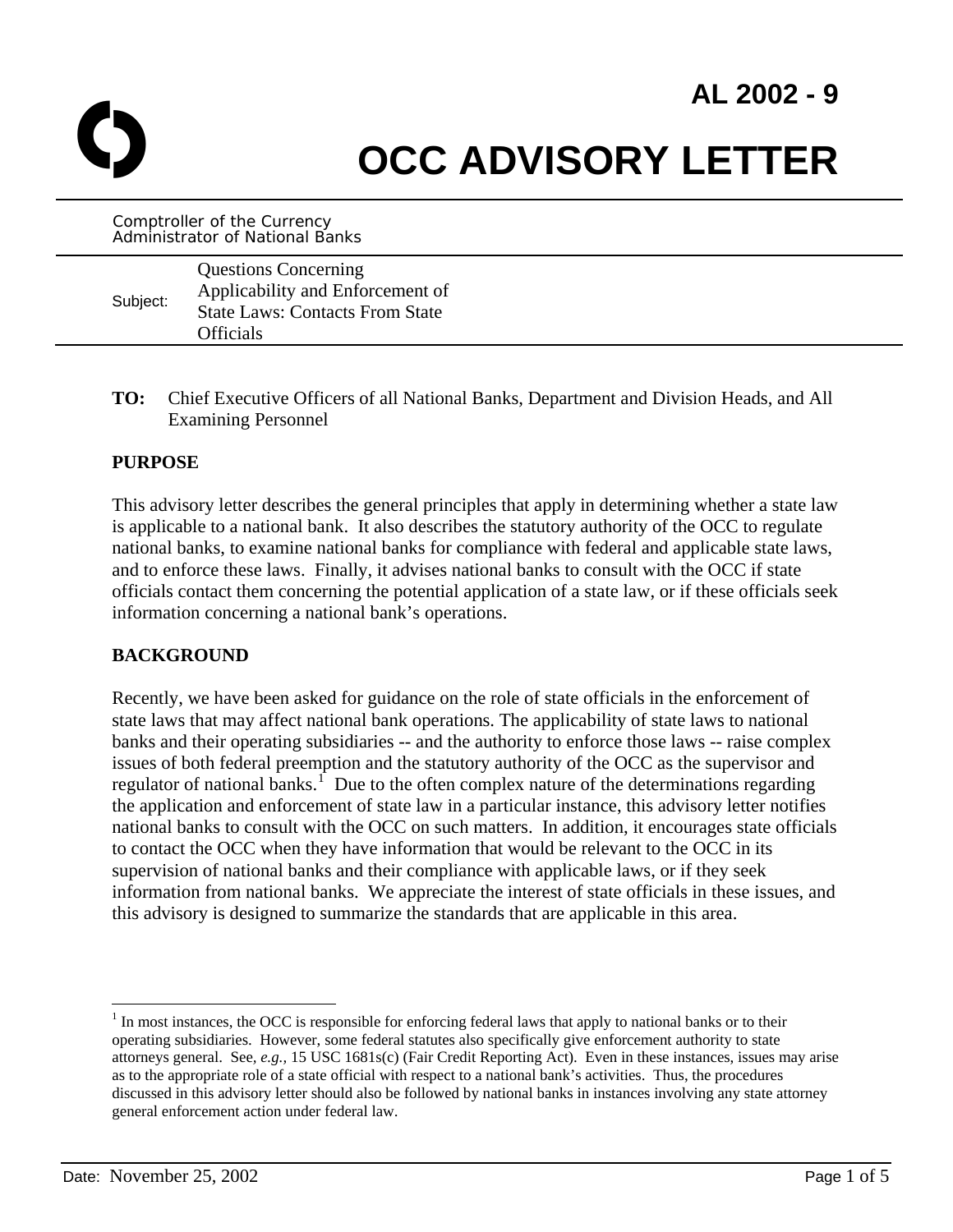# AL 2002 - 9

# OCC ADVISORY LETTER

Comptroller of the Currency
Administrator of National Banks

Subject: Questions Concerning Applicability and Enforcement of State Laws: Contacts From State Officials

**TO:** Chief Executive Officers of all National Banks, Department and Division Heads, and All Examining Personnel

## PURPOSE

This advisory letter describes the general principles that apply in determining whether a state law is applicable to a national bank. It also describes the statutory authority of the OCC to regulate national banks, to examine national banks for compliance with federal and applicable state laws, and to enforce these laws. Finally, it advises national banks to consult with the OCC if state officials contact them concerning the potential application of a state law, or if these officials seek information concerning a national bank's operations.

## BACKGROUND

Recently, we have been asked for guidance on the role of state officials in the enforcement of state laws that may affect national bank operations. The applicability of state laws to national banks and their operating subsidiaries -- and the authority to enforce those laws -- raise complex issues of both federal preemption and the statutory authority of the OCC as the supervisor and regulator of national banks.[1] Due to the often complex nature of the determinations regarding the application and enforcement of state law in a particular instance, this advisory letter notifies national banks to consult with the OCC on such matters. In addition, it encourages state officials to contact the OCC when they have information that would be relevant to the OCC in its supervision of national banks and their compliance with applicable laws, or if they seek information from national banks. We appreciate the interest of state officials in these issues, and this advisory is designed to summarize the standards that are applicable in this area.

---

[1] In most instances, the OCC is responsible for enforcing federal laws that apply to national banks or to their operating subsidiaries. However, some federal statutes also specifically give enforcement authority to state attorneys general. See, *e.g.*, 15 USC 1681s(c) (Fair Credit Reporting Act). Even in these instances, issues may arise as to the appropriate role of a state official with respect to a national bank's activities. Thus, the procedures discussed in this advisory letter should also be followed by national banks in instances involving any state attorney general enforcement action under federal law.

Date: November 25, 2002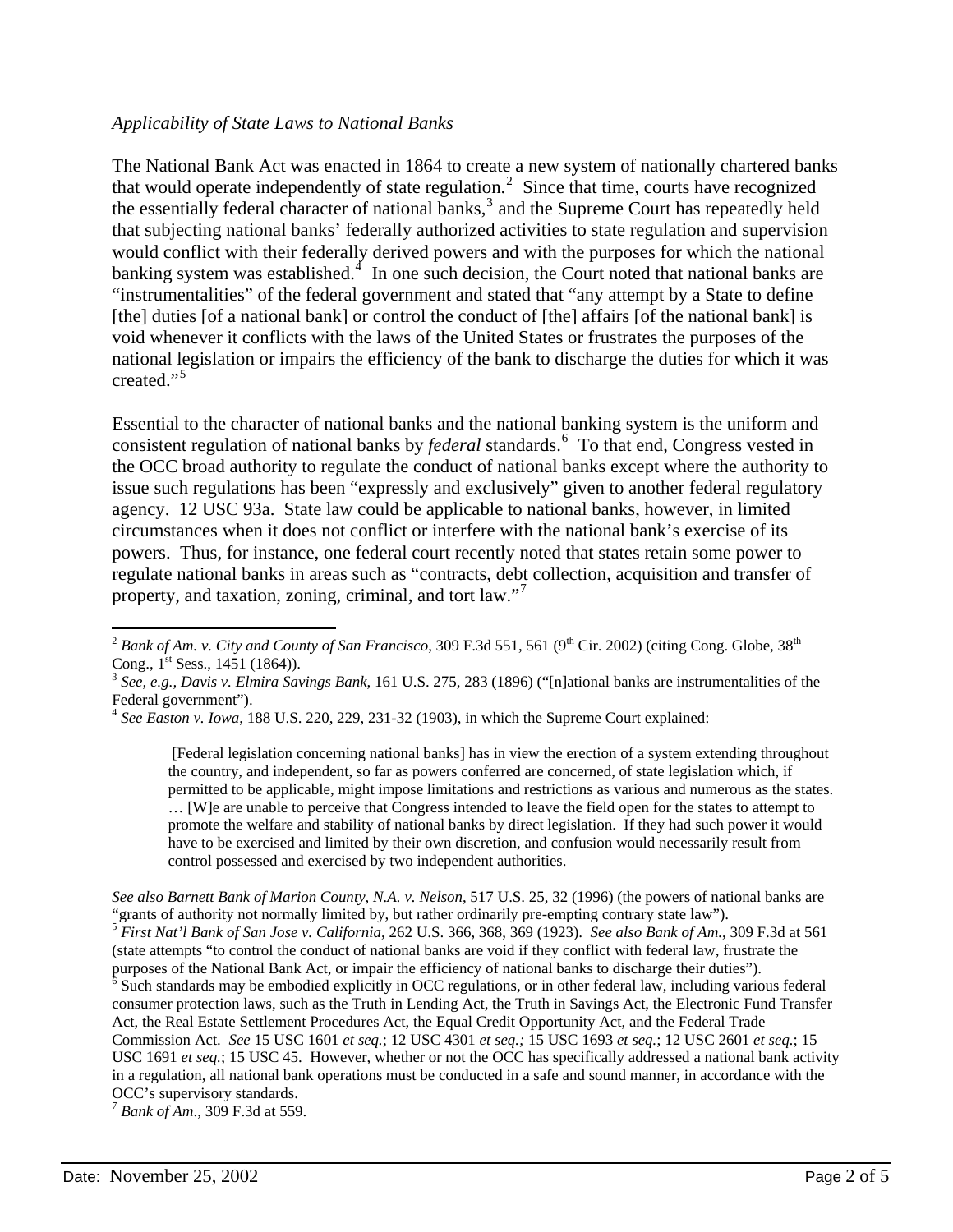*Applicability of State Laws to National Banks*

The National Bank Act was enacted in 1864 to create a new system of nationally chartered banks that would operate independently of state regulation.[2] Since that time, courts have recognized the essentially federal character of national banks,[3] and the Supreme Court has repeatedly held that subjecting national banks' federally authorized activities to state regulation and supervision would conflict with their federally derived powers and with the purposes for which the national banking system was established.[4] In one such decision, the Court noted that national banks are "instrumentalities" of the federal government and stated that "any attempt by a State to define [the] duties [of a national bank] or control the conduct of [the] affairs [of the national bank] is void whenever it conflicts with the laws of the United States or frustrates the purposes of the national legislation or impairs the efficiency of the bank to discharge the duties for which it was created."[5]

Essential to the character of national banks and the national banking system is the uniform and consistent regulation of national banks by *federal* standards.[6] To that end, Congress vested in the OCC broad authority to regulate the conduct of national banks except where the authority to issue such regulations has been "expressly and exclusively" given to another federal regulatory agency. 12 USC 93a. State law could be applicable to national banks, however, in limited circumstances when it does not conflict or interfere with the national bank's exercise of its powers. Thus, for instance, one federal court recently noted that states retain some power to regulate national banks in areas such as "contracts, debt collection, acquisition and transfer of property, and taxation, zoning, criminal, and tort law."[7]

---

[2] *Bank of Am. v. City and County of San Francisco*, 309 F.3d 551, 561 (9th Cir. 2002) (citing Cong. Globe, 38th Cong., 1st Sess., 1451 (1864)).

[3] *See, e.g., Davis v. Elmira Savings Bank*, 161 U.S. 275, 283 (1896) ("[n]ational banks are instrumentalities of the Federal government").

[4] *See Easton v. Iowa*, 188 U.S. 220, 229, 231-32 (1903), in which the Supreme Court explained:

> [Federal legislation concerning national banks] has in view the erection of a system extending throughout the country, and independent, so far as powers conferred are concerned, of state legislation which, if permitted to be applicable, might impose limitations and restrictions as various and numerous as the states. … [W]e are unable to perceive that Congress intended to leave the field open for the states to attempt to promote the welfare and stability of national banks by direct legislation. If they had such power it would have to be exercised and limited by their own discretion, and confusion would necessarily result from control possessed and exercised by two independent authorities.

*See also Barnett Bank of Marion County, N.A. v. Nelson*, 517 U.S. 25, 32 (1996) (the powers of national banks are "grants of authority not normally limited by, but rather ordinarily pre-empting contrary state law").

[5] *First Nat'l Bank of San Jose v. California*, 262 U.S. 366, 368, 369 (1923). *See also Bank of Am.*, 309 F.3d at 561 (state attempts "to control the conduct of national banks are void if they conflict with federal law, frustrate the purposes of the National Bank Act, or impair the efficiency of national banks to discharge their duties").

[6] Such standards may be embodied explicitly in OCC regulations, or in other federal law, including various federal consumer protection laws, such as the Truth in Lending Act, the Truth in Savings Act, the Electronic Fund Transfer Act, the Real Estate Settlement Procedures Act, the Equal Credit Opportunity Act, and the Federal Trade Commission Act. *See* 15 USC 1601 *et seq.*; 12 USC 4301 *et seq.;* 15 USC 1693 *et seq.*; 12 USC 2601 *et seq.*; 15 USC 1691 *et seq.*; 15 USC 45. However, whether or not the OCC has specifically addressed a national bank activity in a regulation, all national bank operations must be conducted in a safe and sound manner, in accordance with the OCC's supervisory standards.

[7] *Bank of Am*., 309 F.3d at 559.

Date: November 25, 2002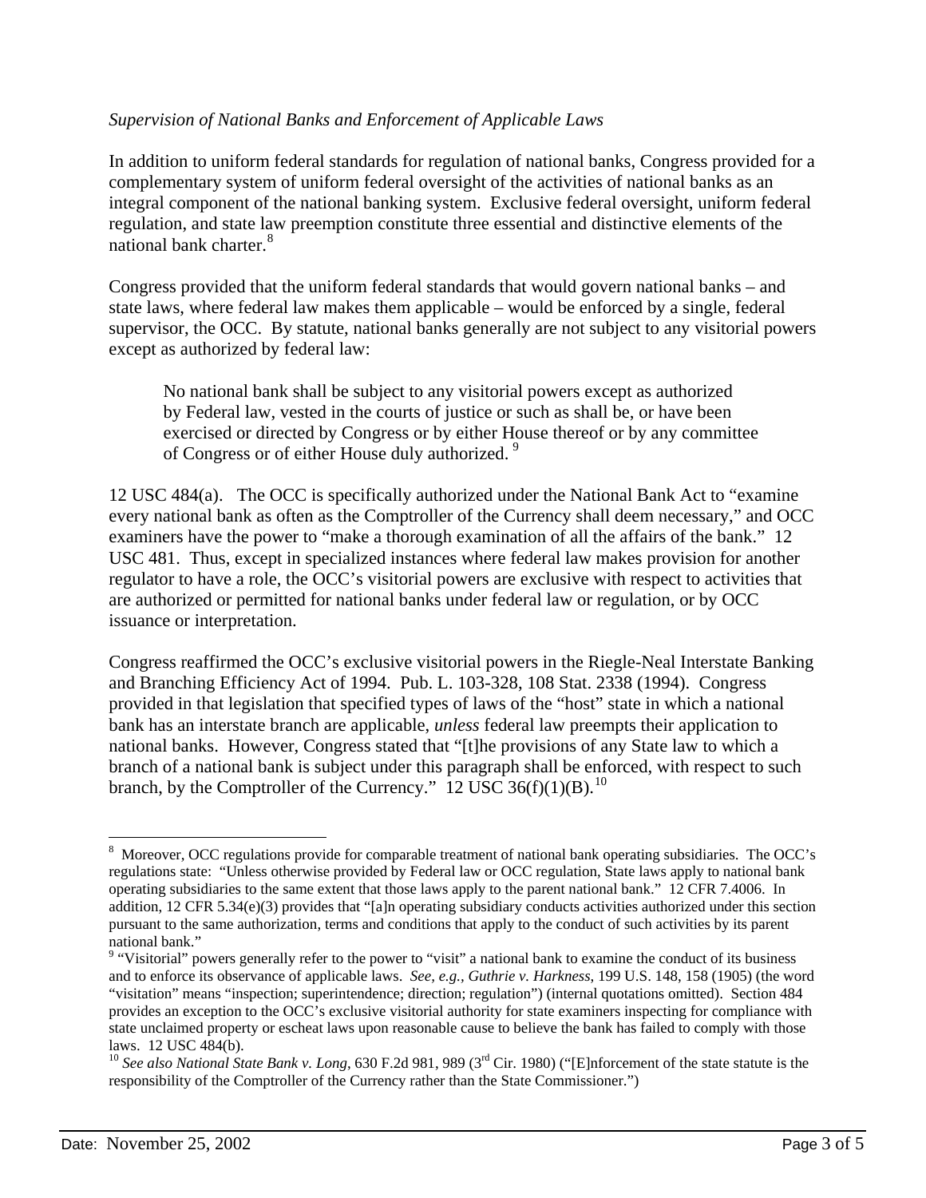*Supervision of National Banks and Enforcement of Applicable Laws*

In addition to uniform federal standards for regulation of national banks, Congress provided for a complementary system of uniform federal oversight of the activities of national banks as an integral component of the national banking system. Exclusive federal oversight, uniform federal regulation, and state law preemption constitute three essential and distinctive elements of the national bank charter.[8]

Congress provided that the uniform federal standards that would govern national banks – and state laws, where federal law makes them applicable – would be enforced by a single, federal supervisor, the OCC. By statute, national banks generally are not subject to any visitorial powers except as authorized by federal law:

> No national bank shall be subject to any visitorial powers except as authorized by Federal law, vested in the courts of justice or such as shall be, or have been exercised or directed by Congress or by either House thereof or by any committee of Congress or of either House duly authorized.[9]

12 USC 484(a). The OCC is specifically authorized under the National Bank Act to "examine every national bank as often as the Comptroller of the Currency shall deem necessary," and OCC examiners have the power to "make a thorough examination of all the affairs of the bank." 12 USC 481. Thus, except in specialized instances where federal law makes provision for another regulator to have a role, the OCC's visitorial powers are exclusive with respect to activities that are authorized or permitted for national banks under federal law or regulation, or by OCC issuance or interpretation.

Congress reaffirmed the OCC's exclusive visitorial powers in the Riegle-Neal Interstate Banking and Branching Efficiency Act of 1994. Pub. L. 103-328, 108 Stat. 2338 (1994). Congress provided in that legislation that specified types of laws of the "host" state in which a national bank has an interstate branch are applicable, *unless* federal law preempts their application to national banks. However, Congress stated that "[t]he provisions of any State law to which a branch of a national bank is subject under this paragraph shall be enforced, with respect to such branch, by the Comptroller of the Currency." 12 USC 36(f)(1)(B).[10]

---

[8] Moreover, OCC regulations provide for comparable treatment of national bank operating subsidiaries. The OCC's regulations state: "Unless otherwise provided by Federal law or OCC regulation, State laws apply to national bank operating subsidiaries to the same extent that those laws apply to the parent national bank." 12 CFR 7.4006. In addition, 12 CFR 5.34(e)(3) provides that "[a]n operating subsidiary conducts activities authorized under this section pursuant to the same authorization, terms and conditions that apply to the conduct of such activities by its parent national bank."

[9] "Visitorial" powers generally refer to the power to "visit" a national bank to examine the conduct of its business and to enforce its observance of applicable laws. *See, e.g.*, *Guthrie v. Harkness*, 199 U.S. 148, 158 (1905) (the word "visitation" means "inspection; superintendence; direction; regulation") (internal quotations omitted). Section 484 provides an exception to the OCC's exclusive visitorial authority for state examiners inspecting for compliance with state unclaimed property or escheat laws upon reasonable cause to believe the bank has failed to comply with those laws. 12 USC 484(b).

[10] *See also National State Bank v. Long*, 630 F.2d 981, 989 (3rd Cir. 1980) ("[E]nforcement of the state statute is the responsibility of the Comptroller of the Currency rather than the State Commissioner.")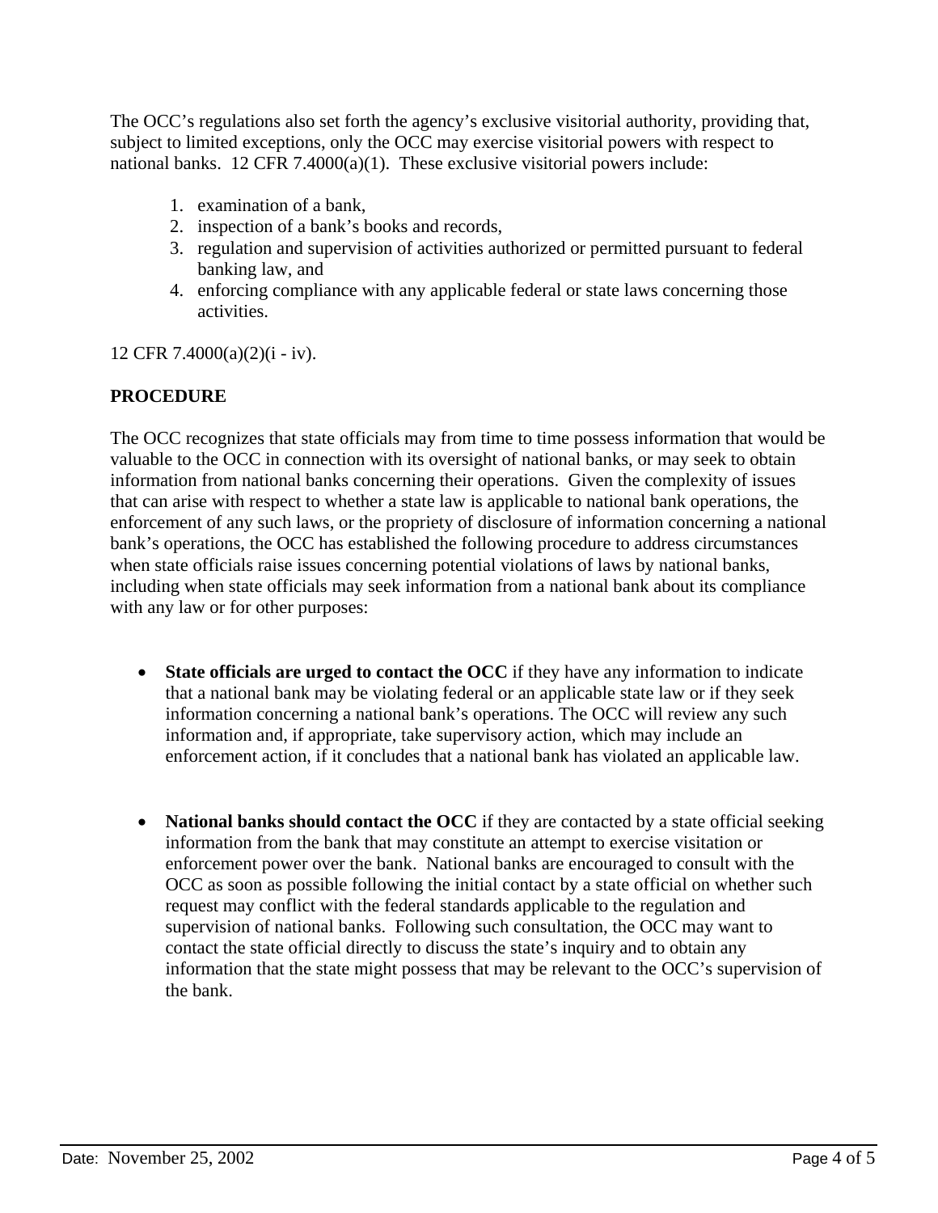The OCC's regulations also set forth the agency's exclusive visitorial authority, providing that, subject to limited exceptions, only the OCC may exercise visitorial powers with respect to national banks. 12 CFR 7.4000(a)(1). These exclusive visitorial powers include:

1. examination of a bank,
2. inspection of a bank's books and records,
3. regulation and supervision of activities authorized or permitted pursuant to federal banking law, and
4. enforcing compliance with any applicable federal or state laws concerning those activities.

12 CFR 7.4000(a)(2)(i - iv).

**PROCEDURE**

The OCC recognizes that state officials may from time to time possess information that would be valuable to the OCC in connection with its oversight of national banks, or may seek to obtain information from national banks concerning their operations. Given the complexity of issues that can arise with respect to whether a state law is applicable to national bank operations, the enforcement of any such laws, or the propriety of disclosure of information concerning a national bank's operations, the OCC has established the following procedure to address circumstances when state officials raise issues concerning potential violations of laws by national banks, including when state officials may seek information from a national bank about its compliance with any law or for other purposes:

- **State officials are urged to contact the OCC** if they have any information to indicate that a national bank may be violating federal or an applicable state law or if they seek information concerning a national bank's operations. The OCC will review any such information and, if appropriate, take supervisory action, which may include an enforcement action, if it concludes that a national bank has violated an applicable law.

- **National banks should contact the OCC** if they are contacted by a state official seeking information from the bank that may constitute an attempt to exercise visitation or enforcement power over the bank. National banks are encouraged to consult with the OCC as soon as possible following the initial contact by a state official on whether such request may conflict with the federal standards applicable to the regulation and supervision of national banks. Following such consultation, the OCC may want to contact the state official directly to discuss the state's inquiry and to obtain any information that the state might possess that may be relevant to the OCC's supervision of the bank.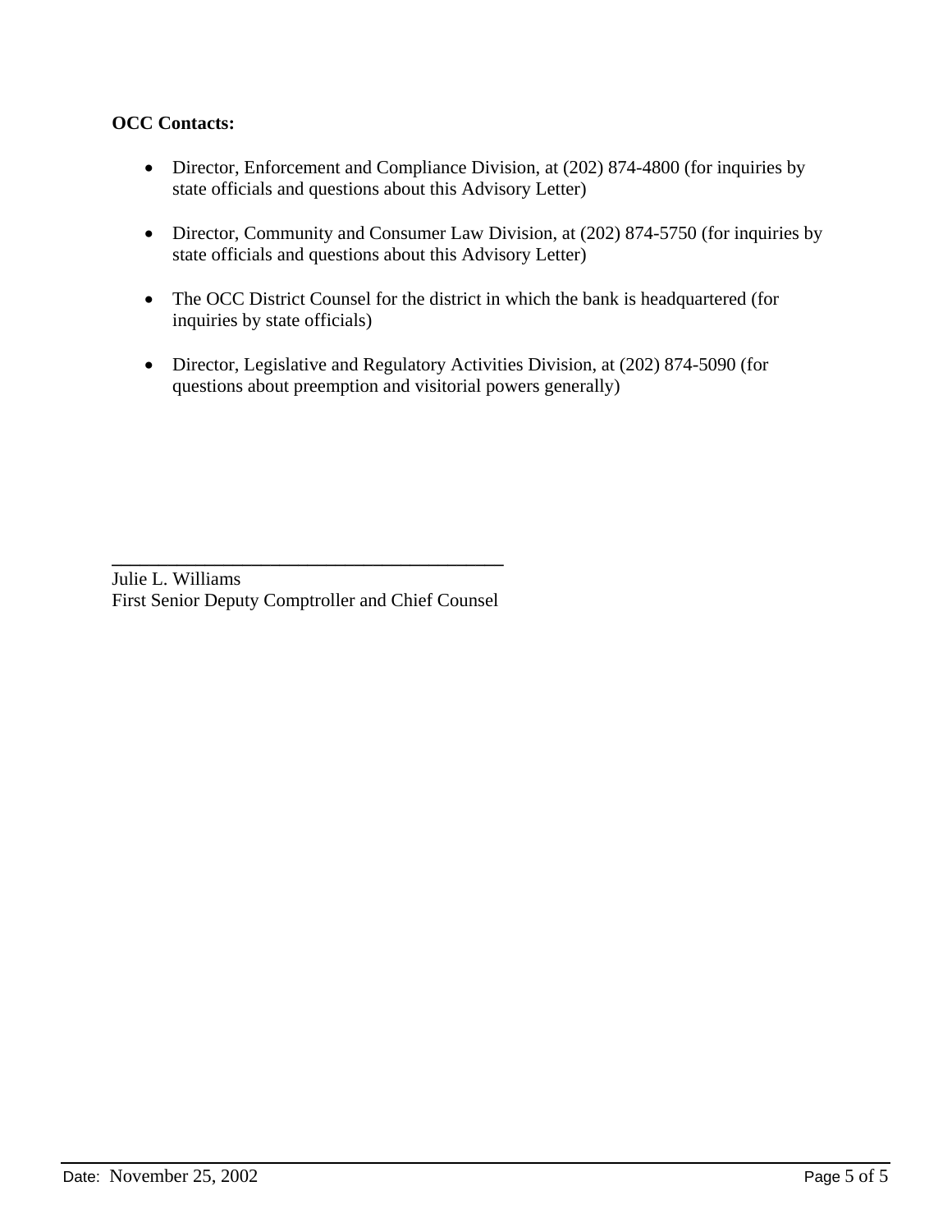**OCC Contacts:**

- Director, Enforcement and Compliance Division, at (202) 874-4800 (for inquiries by state officials and questions about this Advisory Letter)
- Director, Community and Consumer Law Division, at (202) 874-5750 (for inquiries by state officials and questions about this Advisory Letter)
- The OCC District Counsel for the district in which the bank is headquartered (for inquiries by state officials)
- Director, Legislative and Regulatory Activities Division, at (202) 874-5090 (for questions about preemption and visitorial powers generally)

\_\_\_\_\_\_\_\_\_\_\_\_\_\_\_\_\_\_\_\_\_\_\_\_\_\_\_\_\_\_\_\_\_\_\_\_\_\_\_\_

Julie L. Williams
First Senior Deputy Comptroller and Chief Counsel

Date: November 25, 2002